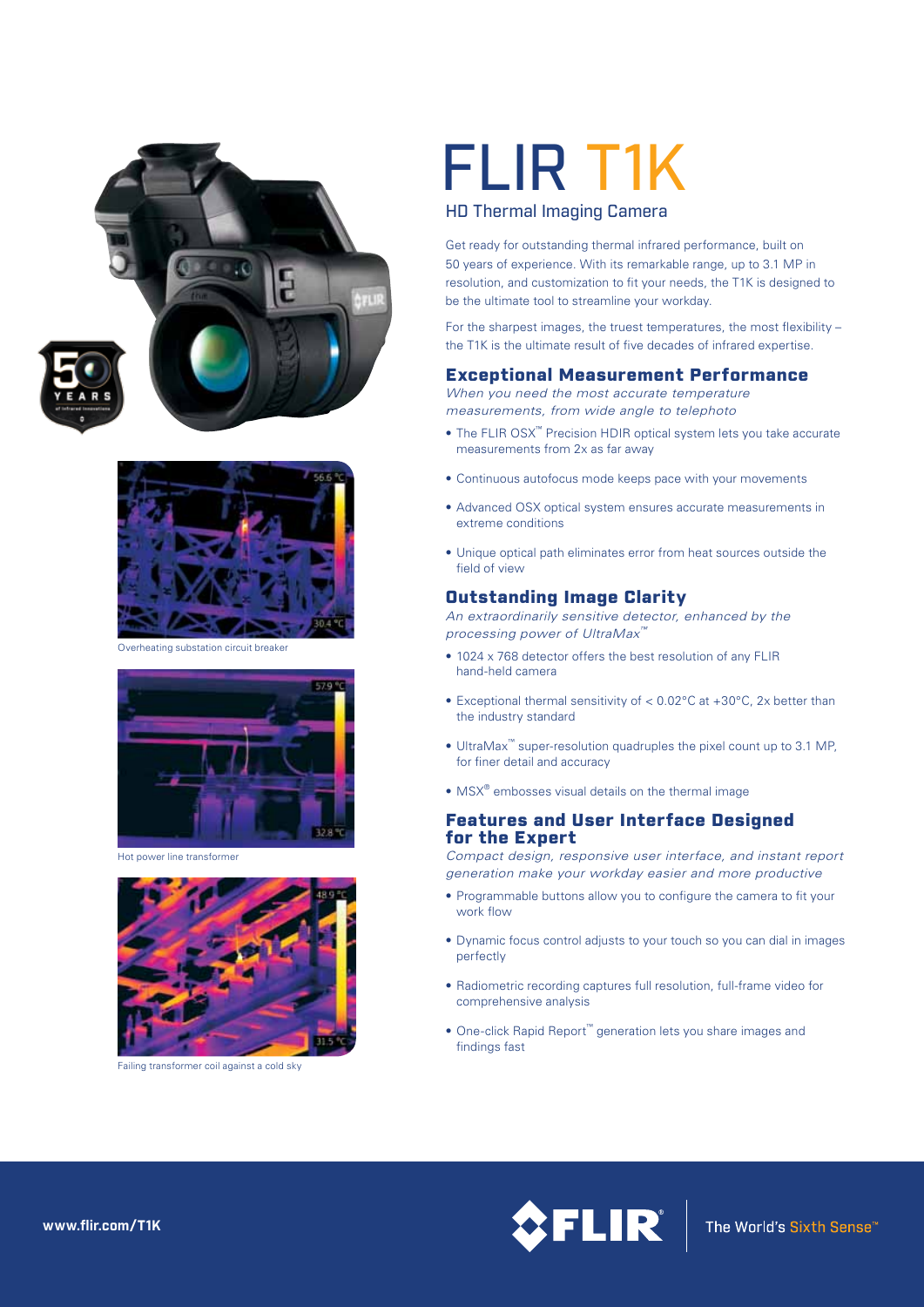# FLIR T1K

## HD Thermal Imaging Camera

Get ready for outstanding thermal infrared performance, built on 50 years of experience. With its remarkable range, up to 3.1 MP in resolution, and customization to fit your needs, the T1K is designed to be the ultimate tool to streamline your workday.

For the sharpest images, the truest temperatures, the most flexibility – the T1K is the ultimate result of five decades of infrared expertise.

### Exceptional Measurement Performance

*When you need the most accurate temperature measurements, from wide angle to telephoto*

- The FLIR OSX™ Precision HDIR optical system lets you take accurate measurements from 2x as far away
- Continuous autofocus mode keeps pace with your movements
- Advanced OSX optical system ensures accurate measurements in extreme conditions
- Unique optical path eliminates error from heat sources outside the field of view

### Outstanding Image Clarity

*An extraordinarily sensitive detector, enhanced by the processing power of UltraMax™*

- 1024 x 768 detector offers the best resolution of any FLIR hand-held camera
- Exceptional thermal sensitivity of < 0.02°C at +30°C, 2x better than the industry standard
- UltraMax™ super-resolution quadruples the pixel count up to 3.1 MP, for finer detail and accuracy
- MSX® embosses visual details on the thermal image

### Features and User Interface Designed for the Expert

*Compact design, responsive user interface, and instant report generation make your workday easier and more productive*

- Programmable buttons allow you to configure the camera to fit your work flow
- Dynamic focus control adjusts to your touch so you can dial in images perfectly
- Radiometric recording captures full resolution, full-frame video for comprehensive analysis
- One-click Rapid Report™ generation lets you share images and findings fast

Overheating substation circuit breaker

Hot power line transformer

Failing transformer coil against a cold sky

www.flir.com/T1K

FLIR The World's Sixth Sense™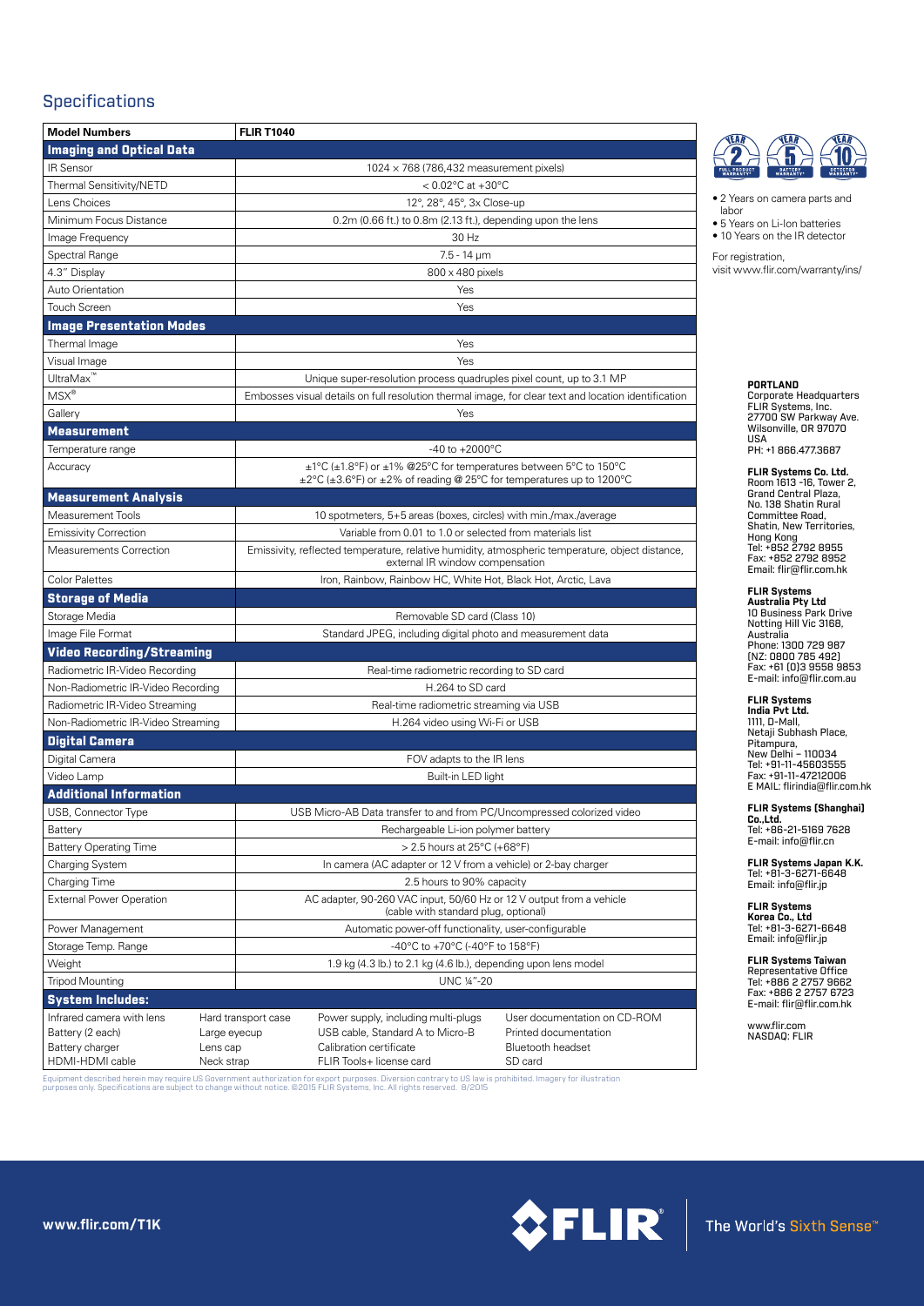## Specifications

| Model Numbers | FLIR T1040 |
|---|---|
| **Imaging and Optical Data** | |
| IR Sensor | 1024 × 768 (786,432 measurement pixels) |
| Thermal Sensitivity/NETD | < 0.02°C at +30°C |
| Lens Choices | 12°, 28°, 45°, 3x Close-up |
| Minimum Focus Distance | 0.2m (0.66 ft.) to 0.8m (2.13 ft.), depending upon the lens |
| Image Frequency | 30 Hz |
| Spectral Range | 7.5 - 14 μm |
| 4.3" Display | 800 x 480 pixels |
| Auto Orientation | Yes |
| Touch Screen | Yes |
| **Image Presentation Modes** | |
| Thermal Image | Yes |
| Visual Image | Yes |
| UltraMax™ | Unique super-resolution process quadruples pixel count, up to 3.1 MP |
| MSX® | Embosses visual details on full resolution thermal image, for clear text and location identification |
| Gallery | Yes |
| **Measurement** | |
| Temperature range | -40 to +2000°C |
| Accuracy | ±1°C (±1.8°F) or ±1% @25°C for temperatures between 5°C to 150°C<br>±2°C (±3.6°F) or ±2% of reading @ 25°C for temperatures up to 1200°C |
| **Measurement Analysis** | |
| Measurement Tools | 10 spotmeters, 5+5 areas (boxes, circles) with min./max./average |
| Emissivity Correction | Variable from 0.01 to 1.0 or selected from materials list |
| Measurements Correction | Emissivity, reflected temperature, relative humidity, atmospheric temperature, object distance, external IR window compensation |
| Color Palettes | Iron, Rainbow, Rainbow HC, White Hot, Black Hot, Arctic, Lava |
| **Storage of Media** | |
| Storage Media | Removable SD card (Class 10) |
| Image File Format | Standard JPEG, including digital photo and measurement data |
| **Video Recording/Streaming** | |
| Radiometric IR-Video Recording | Real-time radiometric recording to SD card |
| Non-Radiometric IR-Video Recording | H.264 to SD card |
| Radiometric IR-Video Streaming | Real-time radiometric streaming via USB |
| Non-Radiometric IR-Video Streaming | H.264 video using Wi-Fi or USB |
| **Digital Camera** | |
| Digital Camera | FOV adapts to the IR lens |
| Video Lamp | Built-in LED light |
| **Additional Information** | |
| USB, Connector Type | USB Micro-AB Data transfer to and from PC/Uncompressed colorized video |
| Battery | Rechargeable Li-ion polymer battery |
| Battery Operating Time | > 2.5 hours at 25°C (+68°F) |
| Charging System | In camera (AC adapter or 12 V from a vehicle) or 2-bay charger |
| Charging Time | 2.5 hours to 90% capacity |
| External Power Operation | AC adapter, 90-260 VAC input, 50/60 Hz or 12 V output from a vehicle (cable with standard plug, optional) |
| Power Management | Automatic power-off functionality, user-configurable |
| Storage Temp. Range | -40°C to +70°C (-40°F to 158°F) |
| Weight | 1.9 kg (4.3 lb.) to 2.1 kg (4.6 lb.), depending upon lens model |
| Tripod Mounting | UNC ¼"-20 |

**System Includes:**

| | | | |
|---|---|---|---|
| Infrared camera with lens | Hard transport case | Power supply, including multi-plugs | User documentation on CD-ROM |
| Battery (2 each) | Large eyecup | USB cable, Standard A to Micro-B | Printed documentation |
| Battery charger | Lens cap | Calibration certificate | Bluetooth headset |
| HDMI-HDMI cable | Neck strap | FLIR Tools+ license card | SD card |

Equipment described herein may require US Government authorization for export purposes. Diversion contrary to US law is prohibited. Imagery for illustration purposes only. Specifications are subject to change without notice. ©2015 FLIR Systems, Inc. All rights reserved. 8/2015

YEAR 2 FULL PRODUCT WARRANTY* — YEAR 5 BATTERY WARRANTY* — YEAR 10 DETECTOR WARRANTY*

- 2 Years on camera parts and labor
- 5 Years on Li-Ion batteries
- 10 Years on the IR detector

For registration, visit www.flir.com/warranty/ins/

**PORTLAND**
Corporate Headquarters
FLIR Systems, Inc.
27700 SW Parkway Ave.
Wilsonville, OR 97070
USA
PH: +1 866.477.3687

**FLIR Systems Co. Ltd.**
Room 1613 -16, Tower 2,
Grand Central Plaza,
No. 138 Shatin Rural
Committee Road,
Shatin, New Territories,
Hong Kong
Tel: +852 2792 8955
Fax: +852 2792 8952
Email: flir@flir.com.hk

**FLIR Systems Australia Pty Ltd**
10 Business Park Drive
Notting Hill Vic 3168,
Australia
Phone: 1300 729 987
(NZ: 0800 785 492)
Fax: +61 (0)3 9558 9853
E-mail: info@flir.com.au

**FLIR Systems India Pvt Ltd.**
1111, D-Mall,
Netaji Subhash Place,
Pitampura,
New Delhi – 110034
Tel: +91-11-45603555
Fax: +91-11-47212006
E MAIL: flirindia@flir.com.hk

**FLIR Systems (Shanghai) Co.,Ltd.**
Tel: +86-21-5169 7628
E-mail: info@flir.cn

**FLIR Systems Japan K.K.**
Tel: +81-3-6271-6648
Email: info@flir.jp

**FLIR Systems Korea Co., Ltd**
Tel: +81-3-6271-6648
Email: info@flir.jp

**FLIR Systems Taiwan**
Representative Office
Tel: +886 2 2757 9662
Fax: +886 2 2757 6723
E-mail: flir@flir.com.hk

www.flir.com
NASDAQ: FLIR

www.flir.com/T1K

FLIR® The World's Sixth Sense™